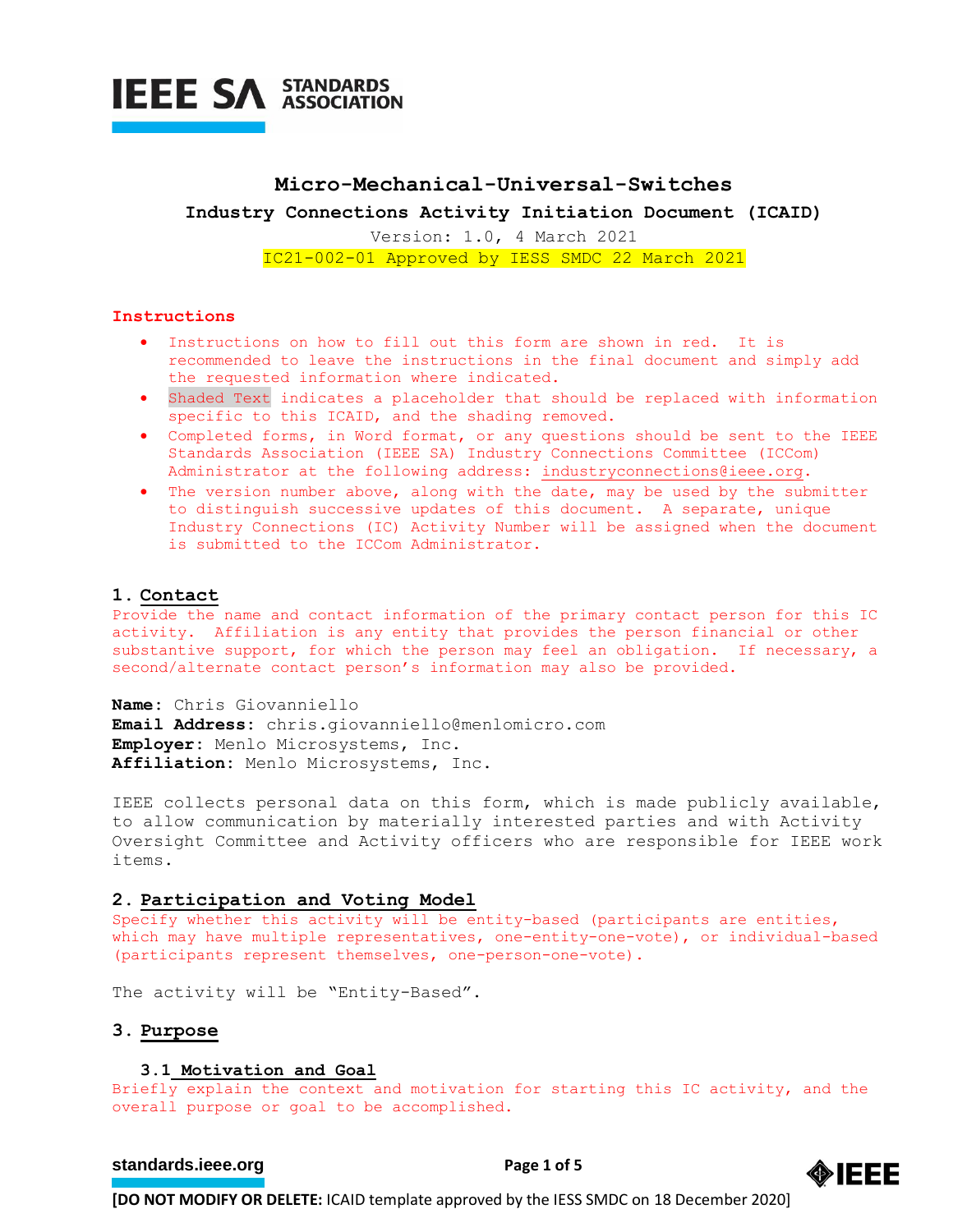IEEE SA STANDARDS ASSOCIATION

# Micro-Mechanical-Universal-Switches

## Industry Connections Activity Initiation Document (ICAID)

Version: 1.0, 4 March 2021

IC21-002-01 Approved by IESS SMDC 22 March 2021

**Instructions**

- Instructions on how to fill out this form are shown in red. It is recommended to leave the instructions in the final document and simply add the requested information where indicated.
- Shaded Text indicates a placeholder that should be replaced with information specific to this ICAID, and the shading removed.
- Completed forms, in Word format, or any questions should be sent to the IEEE Standards Association (IEEE SA) Industry Connections Committee (ICCom) Administrator at the following address: industryconnections@ieee.org.
- The version number above, along with the date, may be used by the submitter to distinguish successive updates of this document. A separate, unique Industry Connections (IC) Activity Number will be assigned when the document is submitted to the ICCom Administrator.

## 1. Contact

Provide the name and contact information of the primary contact person for this IC activity. Affiliation is any entity that provides the person financial or other substantive support, for which the person may feel an obligation. If necessary, a second/alternate contact person's information may also be provided.

**Name**: Chris Giovanniello
**Email Address**: chris.giovanniello@menlomicro.com
**Employer**: Menlo Microsystems, Inc.
**Affiliation**: Menlo Microsystems, Inc.

IEEE collects personal data on this form, which is made publicly available, to allow communication by materially interested parties and with Activity Oversight Committee and Activity officers who are responsible for IEEE work items.

## 2. Participation and Voting Model

Specify whether this activity will be entity-based (participants are entities, which may have multiple representatives, one-entity-one-vote), or individual-based (participants represent themselves, one-person-one-vote).

The activity will be "Entity-Based".

## 3. Purpose

### 3.1 Motivation and Goal

Briefly explain the context and motivation for starting this IC activity, and the overall purpose or goal to be accomplished.

[DO NOT MODIFY OR DELETE: ICAID template approved by the IESS SMDC on 18 December 2020]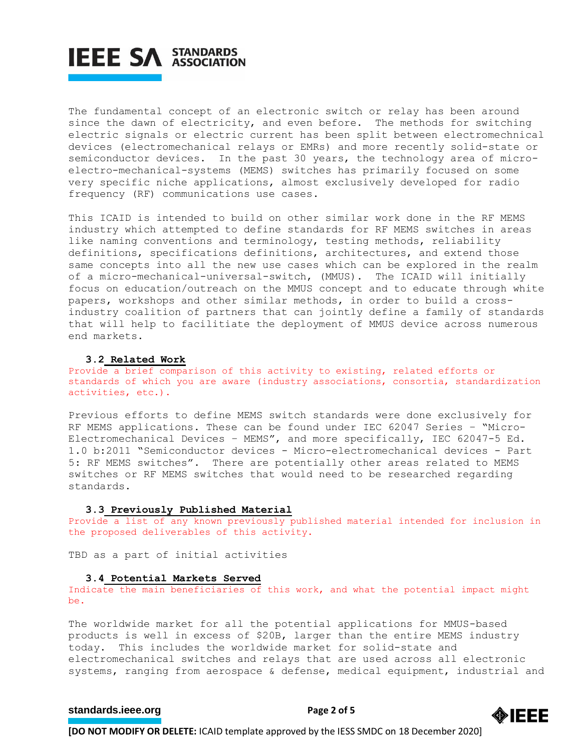The fundamental concept of an electronic switch or relay has been around since the dawn of electricity, and even before. The methods for switching electric signals or electric current has been split between electromechanical devices (electromechanical relays or EMRs) and more recently solid-state or semiconductor devices. In the past 30 years, the technology area of micro-electro-mechanical-systems (MEMS) switches has primarily focused on some very specific niche applications, almost exclusively developed for radio frequency (RF) communications use cases.

This ICAID is intended to build on other similar work done in the RF MEMS industry which attempted to define standards for RF MEMS switches in areas like naming conventions and terminology, testing methods, reliability definitions, specifications definitions, architectures, and extend those same concepts into all the new use cases which can be explored in the realm of a micro-mechanical-universal-switch, (MMUS). The ICAID will initially focus on education/outreach on the MMUS concept and to educate through white papers, workshops and other similar methods, in order to build a cross-industry coalition of partners that can jointly define a family of standards that will help to facilitate the deployment of MMUS device across numerous end markets.

### 3.2 Related Work

Provide a brief comparison of this activity to existing, related efforts or standards of which you are aware (industry associations, consortia, standardization activities, etc.).

Previous efforts to define MEMS switch standards were done exclusively for RF MEMS applications. These can be found under IEC 62047 Series – "Micro-Electromechanical Devices – MEMS", and more specifically, IEC 62047-5 Ed. 1.0 b:2011 "Semiconductor devices - Micro-electromechanical devices - Part 5: RF MEMS switches". There are potentially other areas related to MEMS switches or RF MEMS switches that would need to be researched regarding standards.

### 3.3 Previously Published Material

Provide a list of any known previously published material intended for inclusion in the proposed deliverables of this activity.

TBD as a part of initial activities

### 3.4 Potential Markets Served

Indicate the main beneficiaries of this work, and what the potential impact might be.

The worldwide market for all the potential applications for MMUS-based products is well in excess of $20B, larger than the entire MEMS industry today. This includes the worldwide market for solid-state and electromechanical switches and relays that are used across all electronic systems, ranging from aerospace & defense, medical equipment, industrial and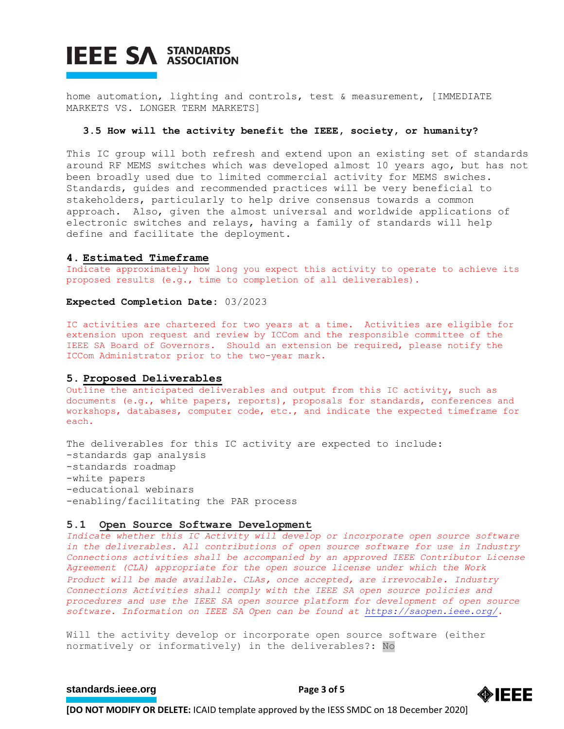home automation, lighting and controls, test & measurement, [IMMEDIATE MARKETS VS. LONGER TERM MARKETS]

### 3.5 How will the activity benefit the IEEE, society, or humanity?

This IC group will both refresh and extend upon an existing set of standards around RF MEMS switches which was developed almost 10 years ago, but has not been broadly used due to limited commercial activity for MEMS swiches. Standards, guides and recommended practices will be very beneficial to stakeholders, particularly to help drive consensus towards a common approach. Also, given the almost universal and worldwide applications of electronic switches and relays, having a family of standards will help define and facilitate the deployment.

## 4. Estimated Timeframe

Indicate approximately how long you expect this activity to operate to achieve its proposed results (e.g., time to completion of all deliverables).

**Expected Completion Date**: 03/2023

IC activities are chartered for two years at a time. Activities are eligible for extension upon request and review by ICCom and the responsible committee of the IEEE SA Board of Governors. Should an extension be required, please notify the ICCom Administrator prior to the two-year mark.

## 5. Proposed Deliverables

Outline the anticipated deliverables and output from this IC activity, such as documents (e.g., white papers, reports), proposals for standards, conferences and workshops, databases, computer code, etc., and indicate the expected timeframe for each.

The deliverables for this IC activity are expected to include:
- standards gap analysis
- standards roadmap
- white papers
- educational webinars
- enabling/facilitating the PAR process

### 5.1 Open Source Software Development

*Indicate whether this IC Activity will develop or incorporate open source software in the deliverables. All contributions of open source software for use in Industry Connections activities shall be accompanied by an approved IEEE Contributor License Agreement (CLA) appropriate for the open source license under which the Work Product will be made available. CLAs, once accepted, are irrevocable. Industry Connections Activities shall comply with the IEEE SA open source policies and procedures and use the IEEE SA open source platform for development of open source software. Information on IEEE SA Open can be found at https://saopen.ieee.org/.*

Will the activity develop or incorporate open source software (either normatively or informatively) in the deliverables?: No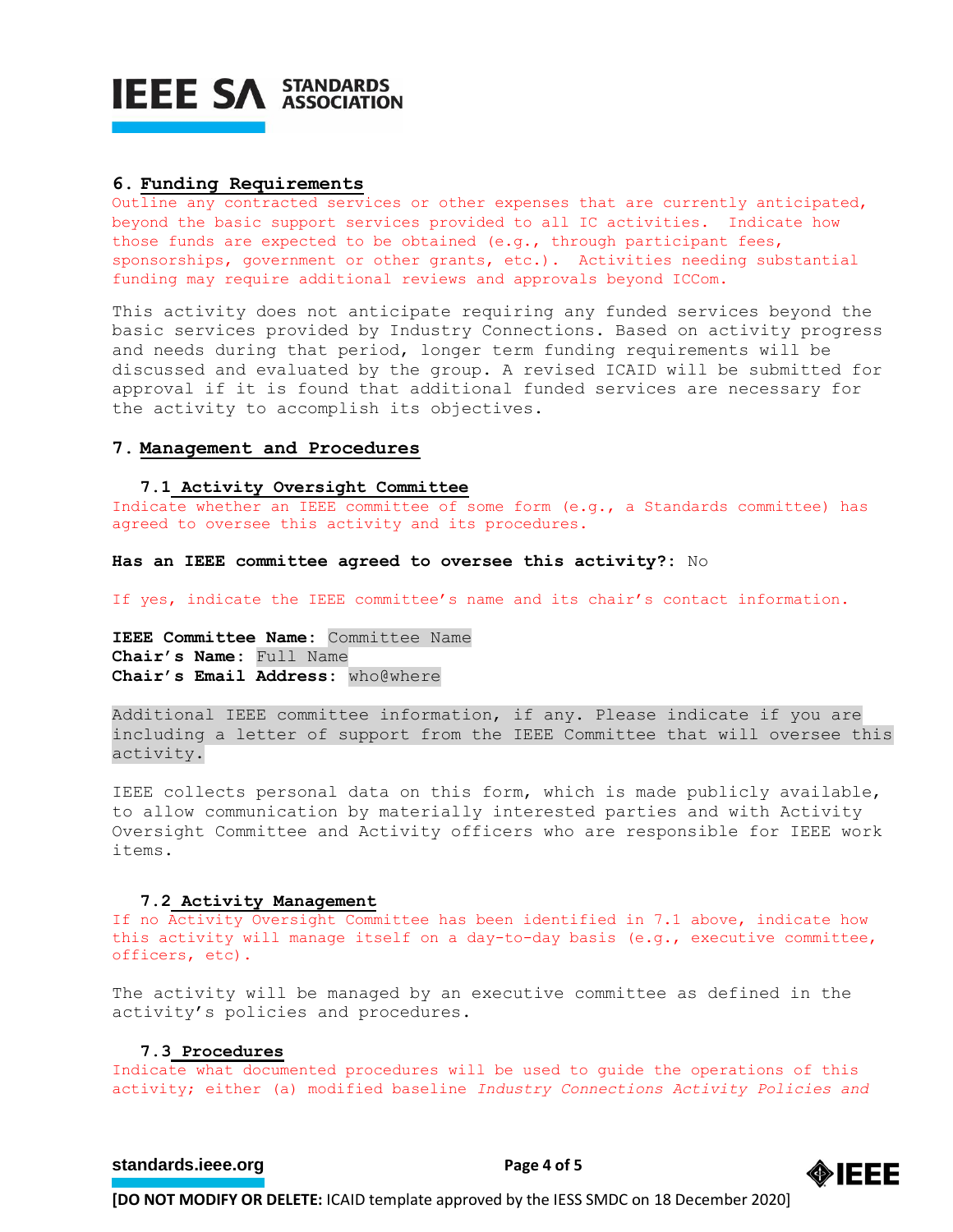## 6. Funding Requirements

Outline any contracted services or other expenses that are currently anticipated, beyond the basic support services provided to all IC activities. Indicate how those funds are expected to be obtained (e.g., through participant fees, sponsorships, government or other grants, etc.). Activities needing substantial funding may require additional reviews and approvals beyond ICCom.

This activity does not anticipate requiring any funded services beyond the basic services provided by Industry Connections. Based on activity progress and needs during that period, longer term funding requirements will be discussed and evaluated by the group. A revised ICAID will be submitted for approval if it is found that additional funded services are necessary for the activity to accomplish its objectives.

## 7. Management and Procedures

### 7.1 Activity Oversight Committee

Indicate whether an IEEE committee of some form (e.g., a Standards committee) has agreed to oversee this activity and its procedures.

**Has an IEEE committee agreed to oversee this activity?:** No

If yes, indicate the IEEE committee's name and its chair's contact information.

**IEEE Committee Name:** Committee Name
**Chair's Name:** Full Name
**Chair's Email Address:** who@where

Additional IEEE committee information, if any. Please indicate if you are including a letter of support from the IEEE Committee that will oversee this activity.

IEEE collects personal data on this form, which is made publicly available, to allow communication by materially interested parties and with Activity Oversight Committee and Activity officers who are responsible for IEEE work items.

### 7.2 Activity Management

If no Activity Oversight Committee has been identified in 7.1 above, indicate how this activity will manage itself on a day-to-day basis (e.g., executive committee, officers, etc).

The activity will be managed by an executive committee as defined in the activity's policies and procedures.

### 7.3 Procedures

Indicate what documented procedures will be used to guide the operations of this activity; either (a) modified baseline *Industry Connections Activity Policies and*

[DO NOT MODIFY OR DELETE: ICAID template approved by the IESS SMDC on 18 December 2020]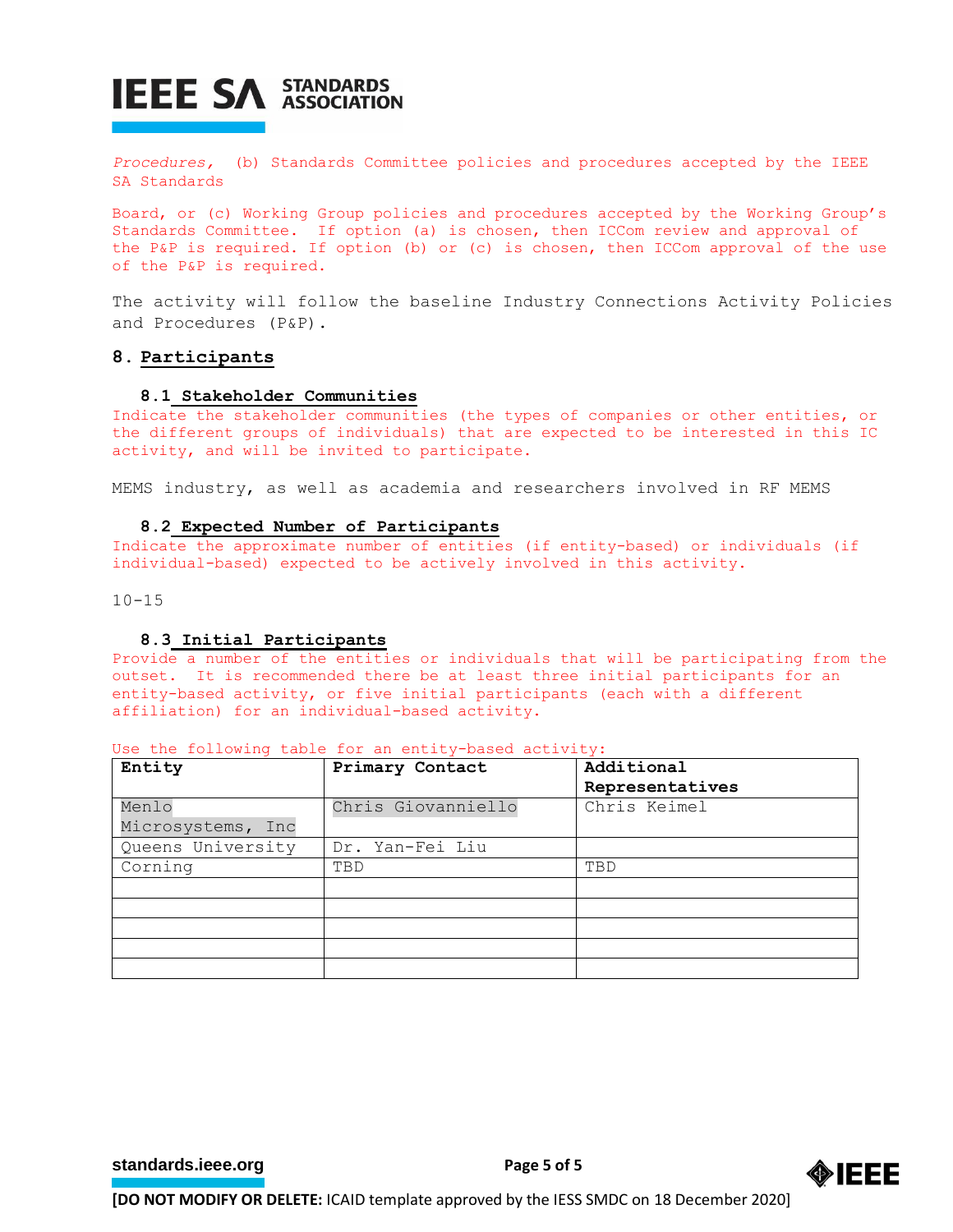*Procedures,* (b) Standards Committee policies and procedures accepted by the IEEE SA Standards

Board, or (c) Working Group policies and procedures accepted by the Working Group's Standards Committee. If option (a) is chosen, then ICCom review and approval of the P&P is required. If option (b) or (c) is chosen, then ICCom approval of the use of the P&P is required.

The activity will follow the baseline Industry Connections Activity Policies and Procedures (P&P).

## 8. Participants

### 8.1 Stakeholder Communities

Indicate the stakeholder communities (the types of companies or other entities, or the different groups of individuals) that are expected to be interested in this IC activity, and will be invited to participate.

MEMS industry, as well as academia and researchers involved in RF MEMS

### 8.2 Expected Number of Participants

Indicate the approximate number of entities (if entity-based) or individuals (if individual-based) expected to be actively involved in this activity.

10-15

### 8.3 Initial Participants

Provide a number of the entities or individuals that will be participating from the outset. It is recommended there be at least three initial participants for an entity-based activity, or five initial participants (each with a different affiliation) for an individual-based activity.

Use the following table for an entity-based activity:

| Entity | Primary Contact | Additional Representatives |
|---|---|---|
| Menlo Microsystems, Inc | Chris Giovanniello | Chris Keimel |
| Queens University | Dr. Yan-Fei Liu | |
| Corning | TBD | TBD |
| | | |
| | | |
| | | |
| | | |
| | | |